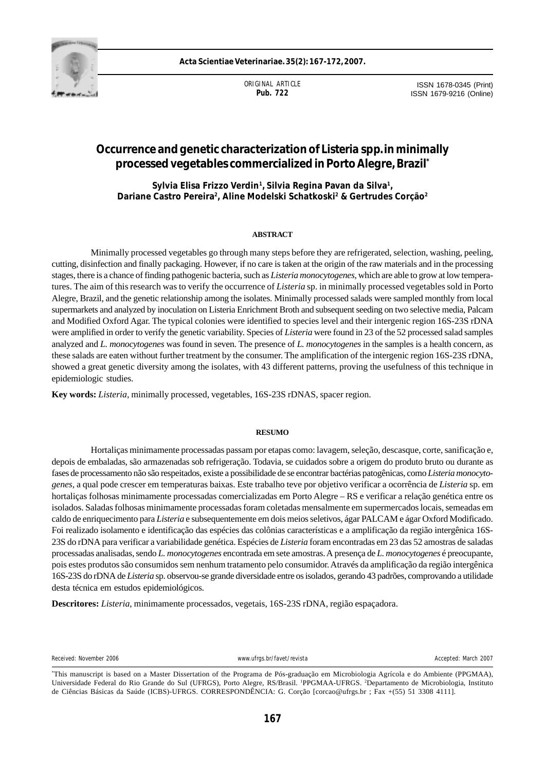ORIGINAL ARTICLE
**Pub. 722**

ISSN 1678-0345 (Print)
ISSN 1679-9216 (Online)

# Occurrence and genetic characterization of Listeria spp. in minimally processed vegetables commercialized in Porto Alegre, Brazil*

**Sylvia Elisa Frizzo Verdin[1], Silvia Regina Pavan da Silva[1], Dariane Castro Pereira[2], Aline Modelski Schatkoski[2] & Gertrudes Corção[2]**

## ABSTRACT

Minimally processed vegetables go through many steps before they are refrigerated, selection, washing, peeling, cutting, disinfection and finally packaging. However, if no care is taken at the origin of the raw materials and in the processing stages, there is a chance of finding pathogenic bacteria, such as *Listeria monocytogenes*, which are able to grow at low temperatures. The aim of this research was to verify the occurrence of *Listeria* sp. in minimally processed vegetables sold in Porto Alegre, Brazil, and the genetic relationship among the isolates. Minimally processed salads were sampled monthly from local supermarkets and analyzed by inoculation on Listeria Enrichment Broth and subsequent seeding on two selective media, Palcam and Modified Oxford Agar. The typical colonies were identified to species level and their intergenic region 16S-23S rDNA were amplified in order to verify the genetic variability. Species of *Listeria* were found in 23 of the 52 processed salad samples analyzed and *L. monocytogenes* was found in seven. The presence of *L. monocytogenes* in the samples is a health concern, as these salads are eaten without further treatment by the consumer. The amplification of the intergenic region 16S-23S rDNA, showed a great genetic diversity among the isolates, with 43 different patterns, proving the usefulness of this technique in epidemiologic studies.

**Key words:** *Listeria*, minimally processed, vegetables, 16S-23S rDNAS, spacer region.

## RESUMO

Hortaliças minimamente processadas passam por etapas como: lavagem, seleção, descasque, corte, sanificação e, depois de embaladas, são armazenadas sob refrigeração. Todavia, se cuidados sobre a origem do produto bruto ou durante as fases de processamento não são respeitados, existe a possibilidade de se encontrar bactérias patogênicas, como *Listeria monocytogenes*, a qual pode crescer em temperaturas baixas. Este trabalho teve por objetivo verificar a ocorrência de *Listeria* sp. em hortaliças folhosas minimamente processadas comercializadas em Porto Alegre – RS e verificar a relação genética entre os isolados. Saladas folhosas minimamente processadas foram coletadas mensalmente em supermercados locais, semeadas em caldo de enriquecimento para *Listeria* e subsequentemente em dois meios seletivos, ágar PALCAM e ágar Oxford Modificado. Foi realizado isolamento e identificação das espécies das colônias características e a amplificação da região intergênica 16S-23S do rDNA para verificar a variabilidade genética. Espécies de *Listeria* foram encontradas em 23 das 52 amostras de saladas processadas analisadas, sendo *L. monocytogenes* encontrada em sete amostras. A presença de *L. monocytogenes* é preocupante, pois estes produtos são consumidos sem nenhum tratamento pelo consumidor. Através da amplificação da região intergênica 16S-23S do rDNA de *Listeria* sp. observou-se grande diversidade entre os isolados, gerando 43 padrões, comprovando a utilidade desta técnica em estudos epidemiológicos.

**Descritores:** *Listeria*, minimamente processados, vegetais, 16S-23S rDNA, região espaçadora.

Received: November 2006 | www.ufrgs.br/favet/revista | Accepted: March 2007

*This manuscript is based on a Master Dissertation of the Programa de Pós-graduação em Microbiologia Agrícola e do Ambiente (PPGMAA), Universidade Federal do Rio Grande do Sul (UFRGS), Porto Alegre, RS/Brasil. [1]PPGMAA-UFRGS. [2]Departamento de Microbiologia, Instituto de Ciências Básicas da Saúde (ICBS)-UFRGS. CORRESPONDÊNCIA: G. Corção [corcao@ufrgs.br ; Fax +(55) 51 3308 4111].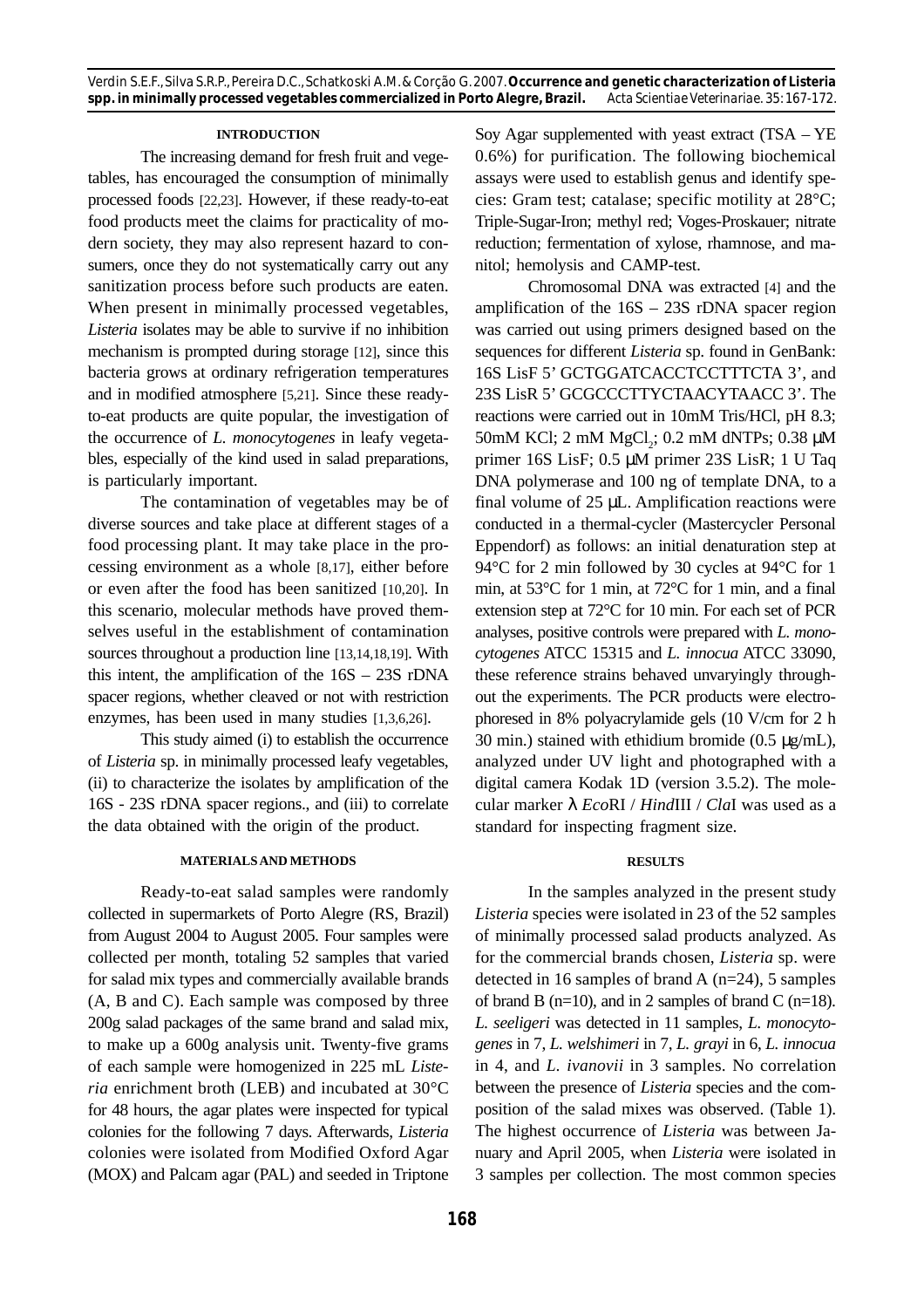## INTRODUCTION

The increasing demand for fresh fruit and vegetables, has encouraged the consumption of minimally processed foods [22,23]. However, if these ready-to-eat food products meet the claims for practicality of modern society, they may also represent hazard to consumers, once they do not systematically carry out any sanitization process before such products are eaten. When present in minimally processed vegetables, *Listeria* isolates may be able to survive if no inhibition mechanism is prompted during storage [12], since this bacteria grows at ordinary refrigeration temperatures and in modified atmosphere [5,21]. Since these ready-to-eat products are quite popular, the investigation of the occurrence of *L. monocytogenes* in leafy vegetables, especially of the kind used in salad preparations, is particularly important.

The contamination of vegetables may be of diverse sources and take place at different stages of a food processing plant. It may take place in the processing environment as a whole [8,17], either before or even after the food has been sanitized [10,20]. In this scenario, molecular methods have proved themselves useful in the establishment of contamination sources throughout a production line [13,14,18,19]. With this intent, the amplification of the 16S – 23S rDNA spacer regions, whether cleaved or not with restriction enzymes, has been used in many studies [1,3,6,26].

This study aimed (i) to establish the occurrence of *Listeria* sp. in minimally processed leafy vegetables, (ii) to characterize the isolates by amplification of the 16S - 23S rDNA spacer regions., and (iii) to correlate the data obtained with the origin of the product.

## MATERIALS AND METHODS

Ready-to-eat salad samples were randomly collected in supermarkets of Porto Alegre (RS, Brazil) from August 2004 to August 2005. Four samples were collected per month, totaling 52 samples that varied for salad mix types and commercially available brands (A, B and C). Each sample was composed by three 200g salad packages of the same brand and salad mix, to make up a 600g analysis unit. Twenty-five grams of each sample were homogenized in 225 mL *Listeria* enrichment broth (LEB) and incubated at 30°C for 48 hours, the agar plates were inspected for typical colonies for the following 7 days. Afterwards, *Listeria* colonies were isolated from Modified Oxford Agar (MOX) and Palcam agar (PAL) and seeded in Triptone Soy Agar supplemented with yeast extract (TSA – YE 0.6%) for purification. The following biochemical assays were used to establish genus and identify species: Gram test; catalase; specific motility at 28°C; Triple-Sugar-Iron; methyl red; Voges-Proskauer; nitrate reduction; fermentation of xylose, rhamnose, and manitol; hemolysis and CAMP-test.

Chromosomal DNA was extracted [4] and the amplification of the 16S – 23S rDNA spacer region was carried out using primers designed based on the sequences for different *Listeria* sp. found in GenBank: 16S LisF 5' GCTGGATCACCTCCTTTCTA 3', and 23S LisR 5' GCGCCCTTYCTAACYTAACC 3'. The reactions were carried out in 10mM Tris/HCl, pH 8.3; 50mM KCl; 2 mM $MgCl_2$; 0.2 mM dNTPs; 0.38 μM primer 16S LisF; 0.5 μM primer 23S LisR; 1 U Taq DNA polymerase and 100 ng of template DNA, to a final volume of 25 μL. Amplification reactions were conducted in a thermal-cycler (Mastercycler Personal Eppendorf) as follows: an initial denaturation step at 94°C for 2 min followed by 30 cycles at 94°C for 1 min, at 53°C for 1 min, at 72°C for 1 min, and a final extension step at 72°C for 10 min. For each set of PCR analyses, positive controls were prepared with *L. monocytogenes* ATCC 15315 and *L. innocua* ATCC 33090, these reference strains behaved unvaryingly throughout the experiments. The PCR products were electrophoresed in 8% polyacrylamide gels (10 V/cm for 2 h 30 min.) stained with ethidium bromide (0.5 μg/mL), analyzed under UV light and photographed with a digital camera Kodak 1D (version 3.5.2). The molecular marker λ *Eco*RI / *Hind*III / *Cla*I was used as a standard for inspecting fragment size.

## RESULTS

In the samples analyzed in the present study *Listeria* species were isolated in 23 of the 52 samples of minimally processed salad products analyzed. As for the commercial brands chosen, *Listeria* sp. were detected in 16 samples of brand A (n=24), 5 samples of brand B (n=10), and in 2 samples of brand C (n=18). *L. seeligeri* was detected in 11 samples, *L. monocytogenes* in 7, *L. welshimeri* in 7, *L. grayi* in 6, *L. innocua* in 4, and *L. ivanovii* in 3 samples. No correlation between the presence of *Listeria* species and the composition of the salad mixes was observed. (Table 1). The highest occurrence of *Listeria* was between January and April 2005, when *Listeria* were isolated in 3 samples per collection. The most common species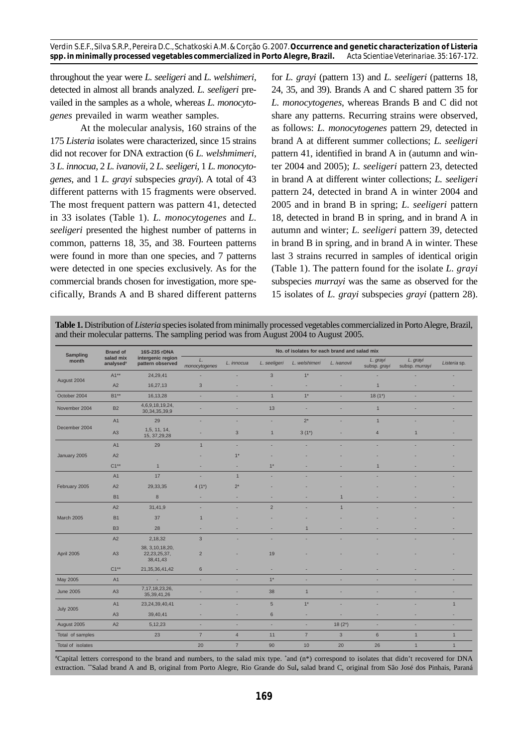throughout the year were *L. seeligeri* and *L. welshimeri*, detected in almost all brands analyzed. *L. seeligeri* prevailed in the samples as a whole, whereas *L. monocytogenes* prevailed in warm weather samples.

At the molecular analysis, 160 strains of the 175 *Listeria* isolates were characterized, since 15 strains did not recover for DNA extraction (6 *L. welshmimeri*, 3 *L. innocua*, 2 *L. ivanovii*, 2 *L. seeligeri*, 1 *L. monocytogenes*, and 1 *L. grayi* subspecies *grayi*). A total of 43 different patterns with 15 fragments were observed. The most frequent pattern was pattern 41, detected in 33 isolates (Table 1). *L. monocytogenes* and *L. seeligeri* presented the highest number of patterns in common, patterns 18, 35, and 38. Fourteen patterns were found in more than one species, and 7 patterns were detected in one species exclusively. As for the commercial brands chosen for investigation, more specifically, Brands A and B shared different patterns for *L. grayi* (pattern 13) and *L. seeligeri* (patterns 18, 24, 35, and 39). Brands A and C shared pattern 35 for *L. monocytogenes*, whereas Brands B and C did not share any patterns. Recurring strains were observed, as follows: *L. monocytogenes* pattern 29, detected in brand A at different summer collections; *L. seeligeri* pattern 41, identified in brand A in (autumn and winter 2004 and 2005); *L. seeligeri* pattern 23, detected in brand A at different winter collections; *L. seeligeri* pattern 24, detected in brand A in winter 2004 and 2005 and in brand B in spring; *L. seeligeri* pattern 18, detected in brand B in spring, and in brand A in autumn and winter; *L. seeligeri* pattern 39, detected in brand B in spring, and in brand A in winter. These last 3 strains recurred in samples of identical origin (Table 1). The pattern found for the isolate *L. grayi* subspecies *murrayi* was the same as observed for the 15 isolates of *L. grayi* subspecies *grayi* (pattern 28).

**Table 1.** Distribution of *Listeria* species isolated from minimally processed vegetables commercialized in Porto Alegre, Brazil, and their molecular patterns. The sampling period was from August 2004 to August 2005.

| Sampling month | Brand of salad mix analysed# | 16S-23S rDNA intergenic region pattern observed | No. of isolates for each brand and salad mix | | | | | | | |
|---|---|---|---|---|---|---|---|---|---|---|
| | | | *L. monocytogenes* | *L. innocua* | *L. seeligeri* | *L. welshimeri* | *L. ivanovii* | *L. grayi* subsp. *grayi* | *L. grayi* subsp. *murrayi* | *Listeria* sp. |
| August 2004 | A1** | 24,29,41 | - | - | 3 | 1* | - | - | - | - |
| | A2 | 16,27,13 | 3 | - | - | - | - | 1 | - | - |
| October 2004 | B1** | 16,13,28 | - | - | 1 | 1* | - | 18 (1*) | - | - |
| November 2004 | B2 | 4,6,9,18,19,24, 30,34,35,39,9 | - | - | 13 | - | - | 1 | - | - |
| December 2004 | A1 | 29 | - | - | - | 2* | - | 1 | - | - |
| | A3 | 1,5, 11, 14, 15, 37,29,28 | - | 3 | 1 | 3 (1*) | - | 4 | 1 | - |
| January 2005 | A1 | 29 | 1 | - | - | - | - | - | - | - |
| | A2 | | - | 1* | - | - | - | - | - | - |
| | C1** | 1 | - | - | 1* | - | - | 1 | - | - |
| February 2005 | A1 | 17 | - | 1 | - | - | - | - | - | - |
| | A2 | 29,33,35 | 4 (1*) | 2* | - | - | - | - | - | - |
| | B1 | 8 | - | - | - | - | 1 | - | - | - |
| March 2005 | A2 | 31,41,9 | - | - | 2 | - | 1 | - | - | - |
| | B1 | 37 | 1 | - | - | - | - | - | - | - |
| | B3 | 28 | - | - | - | 1 | - | - | - | - |
| April 2005 | A2 | 2,18,32 | 3 | - | - | - | - | - | - | - |
| | A3 | 38, 3,10,18,20, 22,23,25,37, 38,41,43 | 2 | - | 19 | - | - | - | - | - |
| | C1** | 21,35,36,41,42 | 6 | - | - | - | - | - | - | - |
| May 2005 | A1 | - | - | - | 1* | - | - | - | - | - |
| June 2005 | A3 | 7,17,18,23,26, 35,39,41,26 | - | - | 38 | 1 | - | - | - | - |
| July 2005 | A1 | 23,24,39,40,41 | - | - | 5 | 1* | - | - | - | 1 |
| | A3 | 39,40,41 | - | - | 6 | - | - | - | - | - |
| August 2005 | A2 | 5,12,23 | - | - | - | - | 18 (2*) | - | - | - |
| Total of samples | | 23 | 7 | 4 | 11 | 7 | 3 | 6 | 1 | 1 |
| Total of isolates | | | 20 | 7 | 90 | 10 | 20 | 26 | 1 | 1 |

#Capital letters correspond to the brand and numbers, to the salad mix type. *and (n*) correspond to isolates that didn't recovered for DNA extraction. **Salad brand A and B, original from Porto Alegre, Rio Grande do Sul, salad brand C, original from São José dos Pinhais, Paraná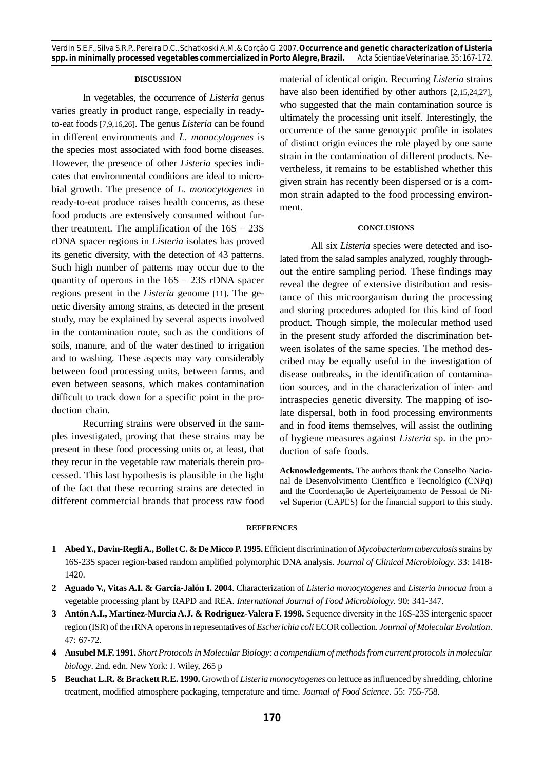## DISCUSSION

In vegetables, the occurrence of *Listeria* genus varies greatly in product range, especially in ready-to-eat foods [7,9,16,26]. The genus *Listeria* can be found in different environments and *L. monocytogenes* is the species most associated with food borne diseases. However, the presence of other *Listeria* species indicates that environmental conditions are ideal to microbial growth. The presence of *L. monocytogenes* in ready-to-eat produce raises health concerns, as these food products are extensively consumed without further treatment. The amplification of the 16S – 23S rDNA spacer regions in *Listeria* isolates has proved its genetic diversity, with the detection of 43 patterns. Such high number of patterns may occur due to the quantity of operons in the 16S – 23S rDNA spacer regions present in the *Listeria* genome [11]. The genetic diversity among strains, as detected in the present study, may be explained by several aspects involved in the contamination route, such as the conditions of soils, manure, and of the water destined to irrigation and to washing. These aspects may vary considerably between food processing units, between farms, and even between seasons, which makes contamination difficult to track down for a specific point in the production chain.

Recurring strains were observed in the samples investigated, proving that these strains may be present in these food processing units or, at least, that they recur in the vegetable raw materials therein processed. This last hypothesis is plausible in the light of the fact that these recurring strains are detected in different commercial brands that process raw food material of identical origin. Recurring *Listeria* strains have also been identified by other authors [2,15,24,27], who suggested that the main contamination source is ultimately the processing unit itself. Interestingly, the occurrence of the same genotypic profile in isolates of distinct origin evinces the role played by one same strain in the contamination of different products. Nevertheless, it remains to be established whether this given strain has recently been dispersed or is a common strain adapted to the food processing environment.

## CONCLUSIONS

All six *Listeria* species were detected and isolated from the salad samples analyzed, roughly throughout the entire sampling period. These findings may reveal the degree of extensive distribution and resistance of this microorganism during the processing and storing procedures adopted for this kind of food product. Though simple, the molecular method used in the present study afforded the discrimination between isolates of the same species. The method described may be equally useful in the investigation of disease outbreaks, in the identification of contamination sources, and in the characterization of inter- and intraspecies genetic diversity. The mapping of isolate dispersal, both in food processing environments and in food items themselves, will assist the outlining of hygiene measures against *Listeria* sp. in the production of safe foods.

**Acknowledgements.** The authors thank the Conselho Nacional de Desenvolvimento Científico e Tecnológico (CNPq) and the Coordenação de Aperfeiçoamento de Pessoal de Nível Superior (CAPES) for the financial support to this study.

## REFERENCES

1 **Abed Y., Davin-Regli A., Bollet C. & De Micco P. 1995.** Efficient discrimination of *Mycobacterium tuberculosis* strains by 16S-23S spacer region-based random amplified polymorphic DNA analysis. *Journal of Clinical Microbiology*. 33: 1418-1420.

2 **Aguado V., Vitas A.I. & Garcia-Jalón I. 2004**. Characterization of *Listeria monocytogenes* and *Listeria innocua* from a vegetable processing plant by RAPD and REA. *International Journal of Food Microbiology*. 90: 341-347.

3 **Antón A.I., Martínez-Murcia A.J. & Rodriguez-Valera F. 1998.** Sequence diversity in the 16S-23S intergenic spacer region (ISR) of the rRNA operons in representatives of *Escherichia coli* ECOR collection. *Journal of Molecular Evolution*. 47: 67-72.

4 **Ausubel M.F. 1991.** *Short Protocols in Molecular Biology: a compendium of methods from current protocols in molecular biology*. 2nd. edn. New York: J. Wiley, 265 p

5 **Beuchat L.R. & Brackett R.E. 1990.** Growth of *Listeria monocytogenes* on lettuce as influenced by shredding, chlorine treatment, modified atmosphere packaging, temperature and time. *Journal of Food Science*. 55: 755-758.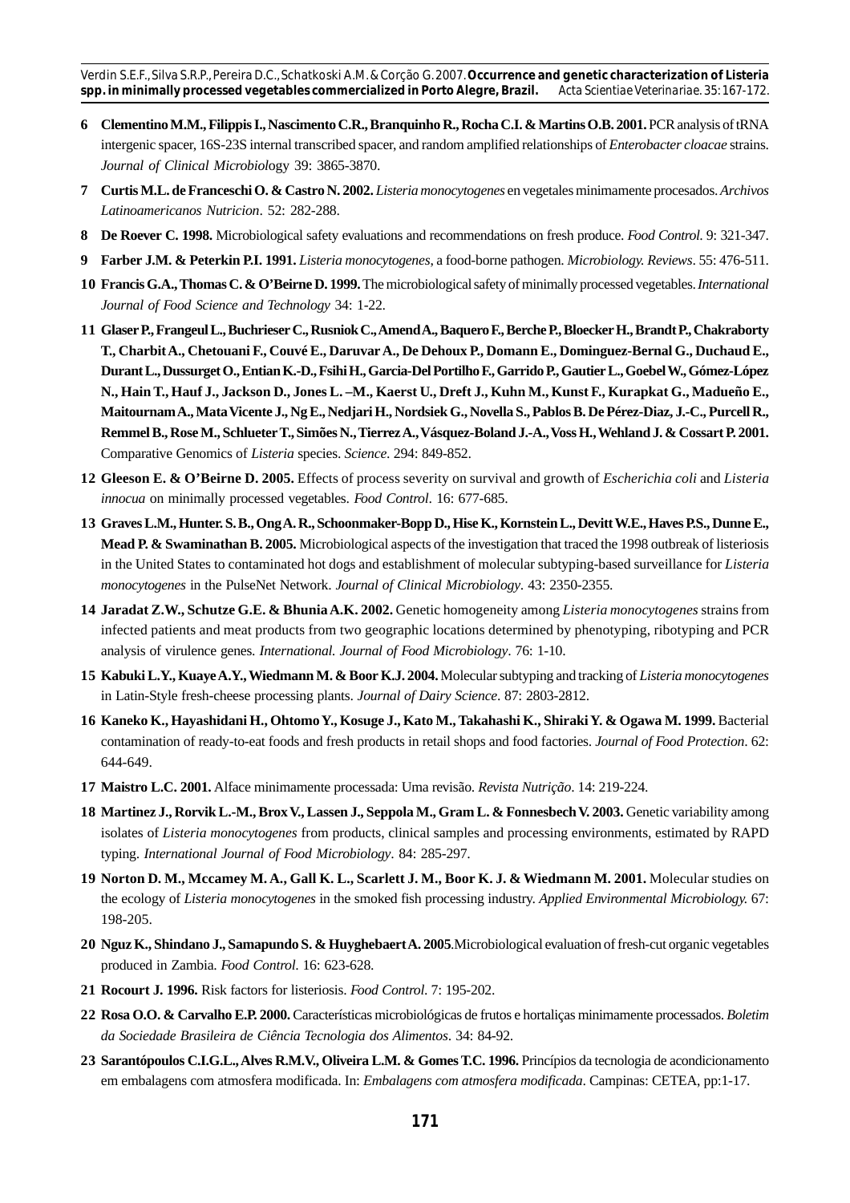6 **Clementino M.M., Filippis I., Nascimento C.R., Branquinho R., Rocha C.I. & Martins O.B. 2001.** PCR analysis of tRNA intergenic spacer, 16S-23S internal transcribed spacer, and random amplified relationships of *Enterobacter cloacae* strains. *Journal of Clinical Microbiol*ogy 39: 3865-3870.

7 **Curtis M.L. de Franceschi O. & Castro N. 2002.** *Listeria monocytogenes* en vegetales minimamente procesados. *Archivos Latinoamericanos Nutricion*. 52: 282-288.

8 **De Roever C. 1998.** Microbiological safety evaluations and recommendations on fresh produce. *Food Control.* 9: 321-347.

9 **Farber J.M. & Peterkin P.I. 1991.** *Listeria monocytogenes*, a food-borne pathogen. *Microbiology. Reviews*. 55: 476-511.

10 **Francis G.A., Thomas C. & O'Beirne D. 1999.** The microbiological safety of minimally processed vegetables. *International Journal of Food Science and Technology* 34: 1-22.

11 **Glaser P., Frangeul L., Buchrieser C., Rusniok C., Amend A., Baquero F., Berche P., Bloecker H., Brandt P., Chakraborty T., Charbit A., Chetouani F., Couvé E., Daruvar A., De Dehoux P., Domann E., Dominguez-Bernal G., Duchaud E., Durant L., Dussurget O., Entian K.-D., Fsihi H., Garcia-Del Portilho F., Garrido P., Gautier L., Goebel W., Gómez-López N., Hain T., Hauf J., Jackson D., Jones L. –M., Kaerst U., Dreft J., Kuhn M., Kunst F., Kurapkat G., Madueño E., Maitournam A., Mata Vicente J., Ng E., Nedjari H., Nordsiek G., Novella S., Pablos B. De Pérez-Diaz, J.-C., Purcell R., Remmel B., Rose M., Schlueter T., Simões N., Tierrez A., Vásquez-Boland J.-A., Voss H., Wehland J. & Cossart P. 2001.** Comparative Genomics of *Listeria* species. *Science*. 294: 849-852.

12 **Gleeson E. & O'Beirne D. 2005.** Effects of process severity on survival and growth of *Escherichia coli* and *Listeria innocua* on minimally processed vegetables. *Food Control*. 16: 677-685.

13 **Graves L.M., Hunter. S. B., Ong A. R., Schoonmaker-Bopp D., Hise K., Kornstein L., Devitt W.E., Haves P.S., Dunne E., Mead P. & Swaminathan B. 2005.** Microbiological aspects of the investigation that traced the 1998 outbreak of listeriosis in the United States to contaminated hot dogs and establishment of molecular subtyping-based surveillance for *Listeria monocytogenes* in the PulseNet Network. *Journal of Clinical Microbiology*. 43: 2350-2355.

14 **Jaradat Z.W., Schutze G.E. & Bhunia A.K. 2002.** Genetic homogeneity among *Listeria monocytogenes* strains from infected patients and meat products from two geographic locations determined by phenotyping, ribotyping and PCR analysis of virulence genes. *International. Journal of Food Microbiology*. 76: 1-10.

15 **Kabuki L.Y., Kuaye A.Y., Wiedmann M. & Boor K.J. 2004.** Molecular subtyping and tracking of *Listeria monocytogenes* in Latin-Style fresh-cheese processing plants. *Journal of Dairy Science*. 87: 2803-2812.

16 **Kaneko K., Hayashidani H., Ohtomo Y., Kosuge J., Kato M., Takahashi K., Shiraki Y. & Ogawa M. 1999.** Bacterial contamination of ready-to-eat foods and fresh products in retail shops and food factories. *Journal of Food Protection*. 62: 644-649.

17 **Maistro L.C. 2001.** Alface minimamente processada: Uma revisão. *Revista Nutrição*. 14: 219-224.

18 **Martinez J., Rorvik L.-M., Brox V., Lassen J., Seppola M., Gram L. & Fonnesbech V. 2003.** Genetic variability among isolates of *Listeria monocytogenes* from products, clinical samples and processing environments, estimated by RAPD typing. *International Journal of Food Microbiology*. 84: 285-297.

19 **Norton D. M., Mccamey M. A., Gall K. L., Scarlett J. M., Boor K. J. & Wiedmann M. 2001.** Molecular studies on the ecology of *Listeria monocytogenes* in the smoked fish processing industry. *Applied Environmental Microbiology.* 67: 198-205.

20 **Nguz K., Shindano J., Samapundo S. & Huyghebaert A. 2005**.Microbiological evaluation of fresh-cut organic vegetables produced in Zambia. *Food Control.* 16: 623-628.

21 **Rocourt J. 1996.** Risk factors for listeriosis. *Food Control.* 7: 195-202.

22 **Rosa O.O. & Carvalho E.P. 2000.** Características microbiológicas de frutos e hortaliças minimamente processados. *Boletim da Sociedade Brasileira de Ciência Tecnologia dos Alimentos*. 34: 84-92.

23 **Sarantópoulos C.I.G.L., Alves R.M.V., Oliveira L.M. & Gomes T.C. 1996.** Princípios da tecnologia de acondicionamento em embalagens com atmosfera modificada. In: *Embalagens com atmosfera modificada*. Campinas: CETEA, pp:1-17.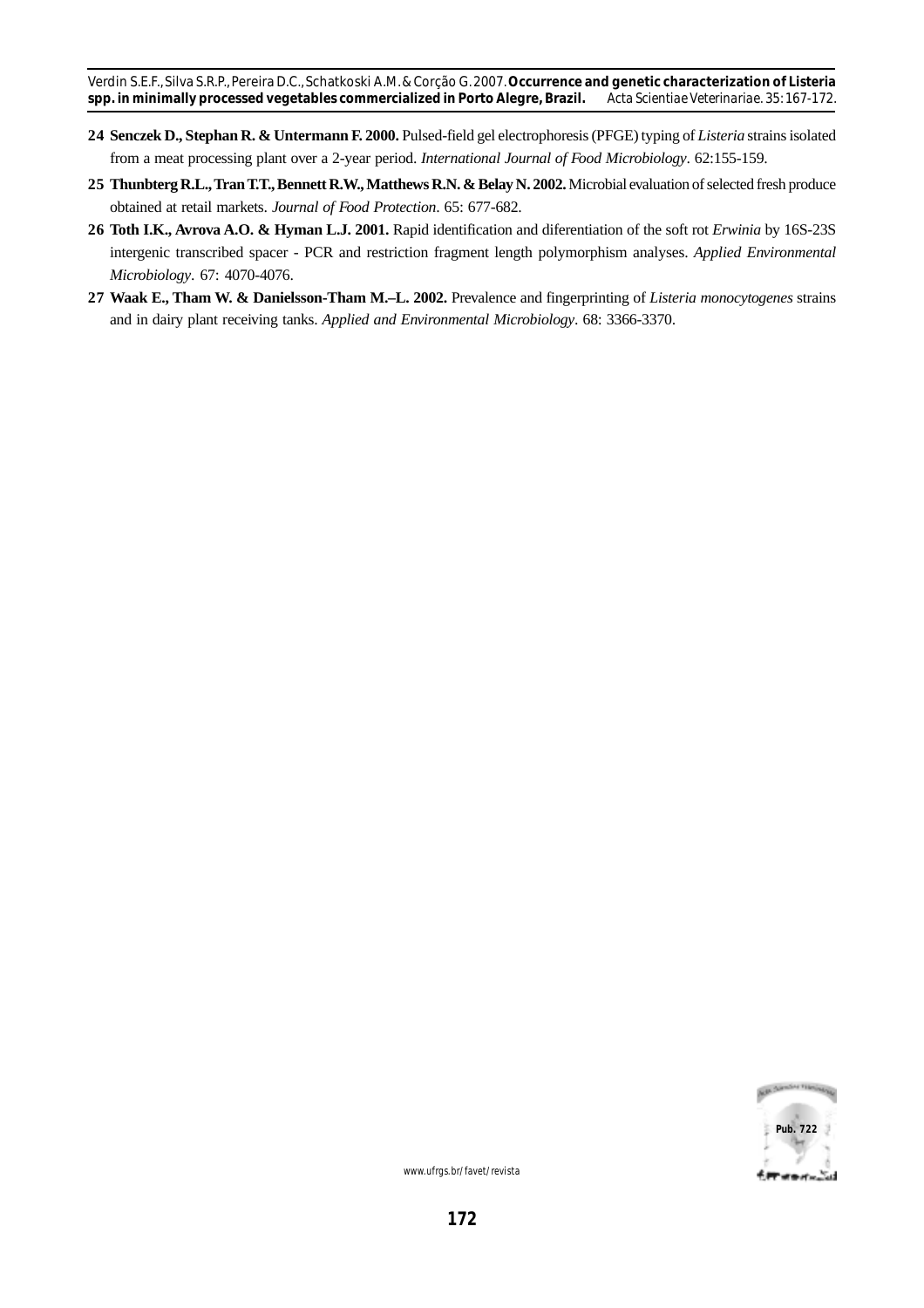**24 Senczek D., Stephan R. & Untermann F. 2000.** Pulsed-field gel electrophoresis (PFGE) typing of *Listeria* strains isolated from a meat processing plant over a 2-year period. *International Journal of Food Microbiology*. 62:155-159.

**25 Thunbterg R.L., Tran T.T., Bennett R.W., Matthews R.N. & Belay N. 2002.** Microbial evaluation of selected fresh produce obtained at retail markets. *Journal of Food Protection*. 65: 677-682.

**26 Toth I.K., Avrova A.O. & Hyman L.J. 2001.** Rapid identification and diferentiation of the soft rot *Erwinia* by 16S-23S intergenic transcribed spacer - PCR and restriction fragment length polymorphism analyses. *Applied Environmental Microbiology*. 67: 4070-4076.

**27 Waak E., Tham W. & Danielsson-Tham M.–L. 2002.** Prevalence and fingerprinting of *Listeria monocytogenes* strains and in dairy plant receiving tanks. *Applied and Environmental Microbiology*. 68: 3366-3370.

Pub. 722